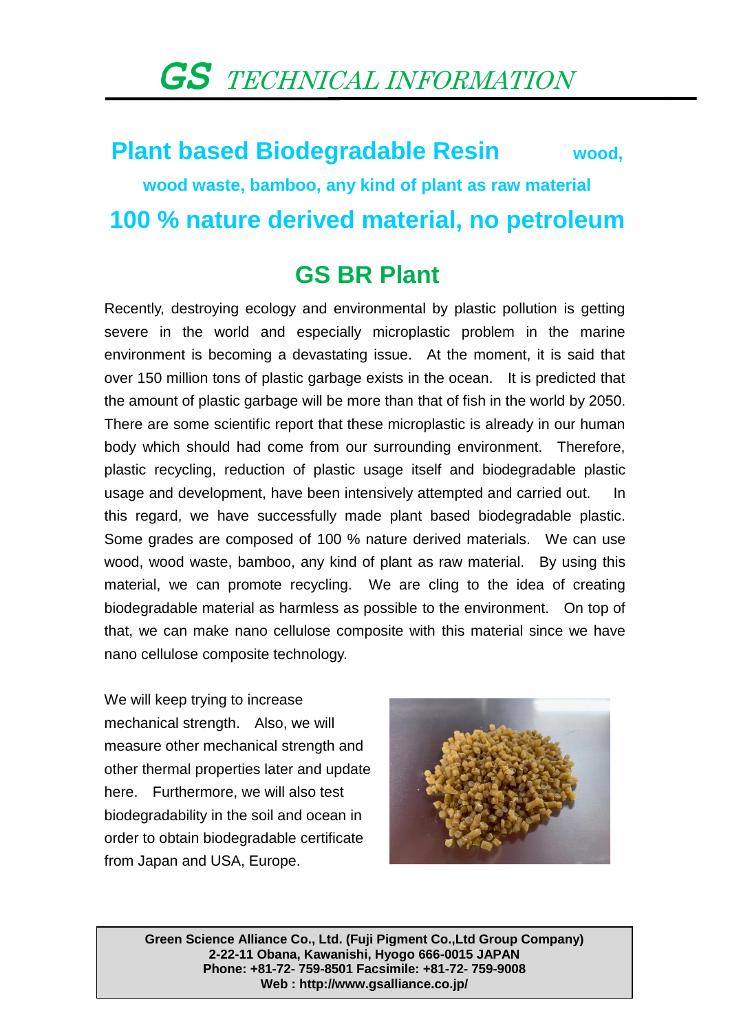# *GS* *TECHNICAL INFORMATION*

## Plant based Biodegradable Resin wood, wood waste, bamboo, any kind of plant as raw material

## 100 % nature derived material, no petroleum

## GS BR Plant

Recently, destroying ecology and environmental by plastic pollution is getting severe in the world and especially microplastic problem in the marine environment is becoming a devastating issue. At the moment, it is said that over 150 million tons of plastic garbage exists in the ocean. It is predicted that the amount of plastic garbage will be more than that of fish in the world by 2050. There are some scientific report that these microplastic is already in our human body which should had come from our surrounding environment. Therefore, plastic recycling, reduction of plastic usage itself and biodegradable plastic usage and development, have been intensively attempted and carried out. In this regard, we have successfully made plant based biodegradable plastic. Some grades are composed of 100 % nature derived materials. We can use wood, wood waste, bamboo, any kind of plant as raw material. By using this material, we can promote recycling. We are cling to the idea of creating biodegradable material as harmless as possible to the environment. On top of that, we can make nano cellulose composite with this material since we have nano cellulose composite technology.

We will keep trying to increase mechanical strength. Also, we will measure other mechanical strength and other thermal properties later and update here. Furthermore, we will also test biodegradability in the soil and ocean in order to obtain biodegradable certificate from Japan and USA, Europe.

**Green Science Alliance Co., Ltd. (Fuji Pigment Co.,Ltd Group Company)**
**2-22-11 Obana, Kawanishi, Hyogo 666-0015 JAPAN**
**Phone: +81-72- 759-8501 Facsimile: +81-72- 759-9008**
**Web : http://www.gsalliance.co.jp/**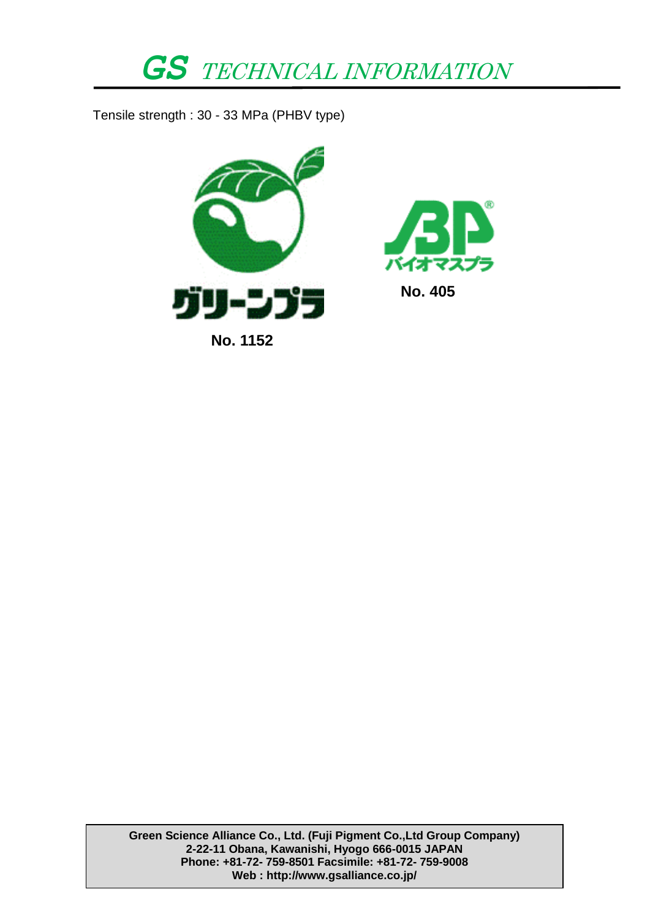# GS TECHNICAL INFORMATION

Tensile strength : 30 - 33 MPa (PHBV type)

グリーンプラ

**No. 1152**

バイオマスプラ

**No. 405**

**Green Science Alliance Co., Ltd. (Fuji Pigment Co.,Ltd Group Company)**
**2-22-11 Obana, Kawanishi, Hyogo 666-0015 JAPAN**
**Phone: +81-72- 759-8501 Facsimile: +81-72- 759-9008**
**Web : http://www.gsalliance.co.jp/**